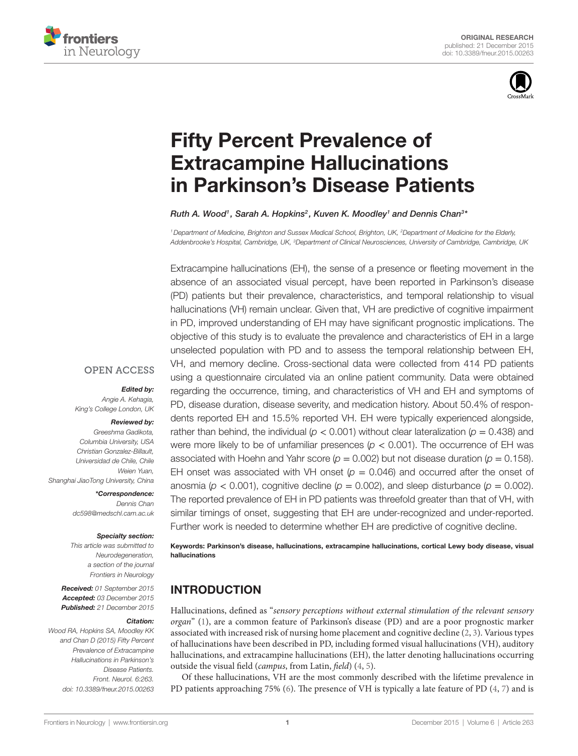ORIGINAL RESEARCH
published: 21 December 2015
doi: 10.3389/fneur.2015.00263

# Fifty Percent Prevalence of Extracampine Hallucinations in Parkinson's Disease Patients

*Ruth A. Wood[1], Sarah A. Hopkins[2], Kuven K. Moodley[1] and Dennis Chan[3]\**

[1] Department of Medicine, Brighton and Sussex Medical School, Brighton, UK, [2] Department of Medicine for the Elderly, Addenbrooke's Hospital, Cambridge, UK, [3] Department of Clinical Neurosciences, University of Cambridge, Cambridge, UK

Extracampine hallucinations (EH), the sense of a presence or fleeting movement in the absence of an associated visual percept, have been reported in Parkinson's disease (PD) patients but their prevalence, characteristics, and temporal relationship to visual hallucinations (VH) remain unclear. Given that, VH are predictive of cognitive impairment in PD, improved understanding of EH may have significant prognostic implications. The objective of this study is to evaluate the prevalence and characteristics of EH in a large unselected population with PD and to assess the temporal relationship between EH, VH, and memory decline. Cross-sectional data were collected from 414 PD patients using a questionnaire circulated via an online patient community. Data were obtained regarding the occurrence, timing, and characteristics of VH and EH and symptoms of PD, disease duration, disease severity, and medication history. About 50.4% of respondents reported EH and 15.5% reported VH. EH were typically experienced alongside, rather than behind, the individual ($p < 0.001$) without clear lateralization ($p = 0.438$) and were more likely to be of unfamiliar presences ($p < 0.001$). The occurrence of EH was associated with Hoehn and Yahr score ($p = 0.002$) but not disease duration ($p = 0.158$). EH onset was associated with VH onset ($p = 0.046$) and occurred after the onset of anosmia ($p < 0.001$), cognitive decline ($p = 0.002$), and sleep disturbance ($p = 0.002$). The reported prevalence of EH in PD patients was threefold greater than that of VH, with similar timings of onset, suggesting that EH are under-recognized and under-reported. Further work is needed to determine whether EH are predictive of cognitive decline.

**Keywords: Parkinson's disease, hallucinations, extracampine hallucinations, cortical Lewy body disease, visual hallucinations**

OPEN ACCESS

***Edited by:***
*Angie A. Kehagia, King's College London, UK*

***Reviewed by:***
*Greeshma Gadikota, Columbia University, USA*
*Christian Gonzalez-Billault, Universidad de Chile, Chile*
*Weien Yuan, Shanghai JiaoTong University, China*

***\*Correspondence:***
*Dennis Chan*
*dc598@medschl.cam.ac.uk*

***Specialty section:***
*This article was submitted to Neurodegeneration, a section of the journal Frontiers in Neurology*

***Received:*** *01 September 2015*
***Accepted:*** *03 December 2015*
***Published:*** *21 December 2015*

***Citation:***
*Wood RA, Hopkins SA, Moodley KK and Chan D (2015) Fifty Percent Prevalence of Extracampine Hallucinations in Parkinson's Disease Patients. Front. Neurol. 6:263. doi: 10.3389/fneur.2015.00263*

## INTRODUCTION

Hallucinations, defined as "*sensory perceptions without external stimulation of the relevant sensory organ*" (1), are a common feature of Parkinson's disease (PD) and are a poor prognostic marker associated with increased risk of nursing home placement and cognitive decline (2, 3). Various types of hallucinations have been described in PD, including formed visual hallucinations (VH), auditory hallucinations, and extracampine hallucinations (EH), the latter denoting hallucinations occurring outside the visual field (*campus*, from Latin, *field*) (4, 5).

Of these hallucinations, VH are the most commonly described with the lifetime prevalence in PD patients approaching 75% (6). The presence of VH is typically a late feature of PD (4, 7) and is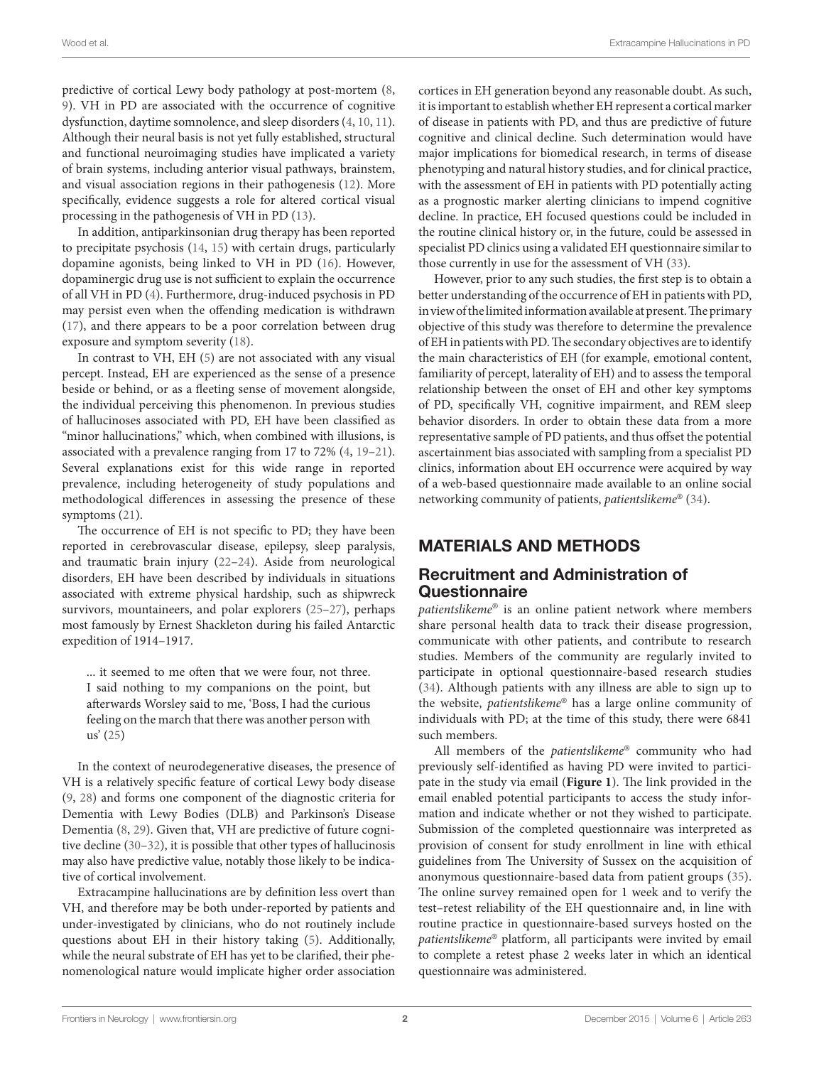predictive of cortical Lewy body pathology at post-mortem (8, 9). VH in PD are associated with the occurrence of cognitive dysfunction, daytime somnolence, and sleep disorders (4, 10, 11). Although their neural basis is not yet fully established, structural and functional neuroimaging studies have implicated a variety of brain systems, including anterior visual pathways, brainstem, and visual association regions in their pathogenesis (12). More specifically, evidence suggests a role for altered cortical visual processing in the pathogenesis of VH in PD (13).

In addition, antiparkinsonian drug therapy has been reported to precipitate psychosis (14, 15) with certain drugs, particularly dopamine agonists, being linked to VH in PD (16). However, dopaminergic drug use is not sufficient to explain the occurrence of all VH in PD (4). Furthermore, drug-induced psychosis in PD may persist even when the offending medication is withdrawn (17), and there appears to be a poor correlation between drug exposure and symptom severity (18).

In contrast to VH, EH (5) are not associated with any visual percept. Instead, EH are experienced as the sense of a presence beside or behind, or as a fleeting sense of movement alongside, the individual perceiving this phenomenon. In previous studies of hallucinoses associated with PD, EH have been classified as "minor hallucinations," which, when combined with illusions, is associated with a prevalence ranging from 17 to 72% (4, 19–21). Several explanations exist for this wide range in reported prevalence, including heterogeneity of study populations and methodological differences in assessing the presence of these symptoms (21).

The occurrence of EH is not specific to PD; they have been reported in cerebrovascular disease, epilepsy, sleep paralysis, and traumatic brain injury (22–24). Aside from neurological disorders, EH have been described by individuals in situations associated with extreme physical hardship, such as shipwreck survivors, mountaineers, and polar explorers (25–27), perhaps most famously by Ernest Shackleton during his failed Antarctic expedition of 1914–1917.

> ... it seemed to me often that we were four, not three. I said nothing to my companions on the point, but afterwards Worsley said to me, 'Boss, I had the curious feeling on the march that there was another person with us' (25)

In the context of neurodegenerative diseases, the presence of VH is a relatively specific feature of cortical Lewy body disease (9, 28) and forms one component of the diagnostic criteria for Dementia with Lewy Bodies (DLB) and Parkinson's Disease Dementia (8, 29). Given that, VH are predictive of future cognitive decline (30–32), it is possible that other types of hallucinosis may also have predictive value, notably those likely to be indicative of cortical involvement.

Extracampine hallucinations are by definition less overt than VH, and therefore may be both under-reported by patients and under-investigated by clinicians, who do not routinely include questions about EH in their history taking (5). Additionally, while the neural substrate of EH has yet to be clarified, their phenomenological nature would implicate higher order association cortices in EH generation beyond any reasonable doubt. As such, it is important to establish whether EH represent a cortical marker of disease in patients with PD, and thus are predictive of future cognitive and clinical decline. Such determination would have major implications for biomedical research, in terms of disease phenotyping and natural history studies, and for clinical practice, with the assessment of EH in patients with PD potentially acting as a prognostic marker alerting clinicians to impend cognitive decline. In practice, EH focused questions could be included in the routine clinical history or, in the future, could be assessed in specialist PD clinics using a validated EH questionnaire similar to those currently in use for the assessment of VH (33).

However, prior to any such studies, the first step is to obtain a better understanding of the occurrence of EH in patients with PD, in view of the limited information available at present. The primary objective of this study was therefore to determine the prevalence of EH in patients with PD. The secondary objectives are to identify the main characteristics of EH (for example, emotional content, familiarity of percept, laterality of EH) and to assess the temporal relationship between the onset of EH and other key symptoms of PD, specifically VH, cognitive impairment, and REM sleep behavior disorders. In order to obtain these data from a more representative sample of PD patients, and thus offset the potential ascertainment bias associated with sampling from a specialist PD clinics, information about EH occurrence were acquired by way of a web-based questionnaire made available to an online social networking community of patients, *patientslikeme*® (34).

## MATERIALS AND METHODS

### Recruitment and Administration of Questionnaire

*patientslikeme*® is an online patient network where members share personal health data to track their disease progression, communicate with other patients, and contribute to research studies. Members of the community are regularly invited to participate in optional questionnaire-based research studies (34). Although patients with any illness are able to sign up to the website, *patientslikeme*® has a large online community of individuals with PD; at the time of this study, there were 6841 such members.

All members of the *patientslikeme*® community who had previously self-identified as having PD were invited to participate in the study via email (**Figure 1**). The link provided in the email enabled potential participants to access the study information and indicate whether or not they wished to participate. Submission of the completed questionnaire was interpreted as provision of consent for study enrollment in line with ethical guidelines from The University of Sussex on the acquisition of anonymous questionnaire-based data from patient groups (35). The online survey remained open for 1 week and to verify the test–retest reliability of the EH questionnaire and, in line with routine practice in questionnaire-based surveys hosted on the *patientslikeme*® platform, all participants were invited by email to complete a retest phase 2 weeks later in which an identical questionnaire was administered.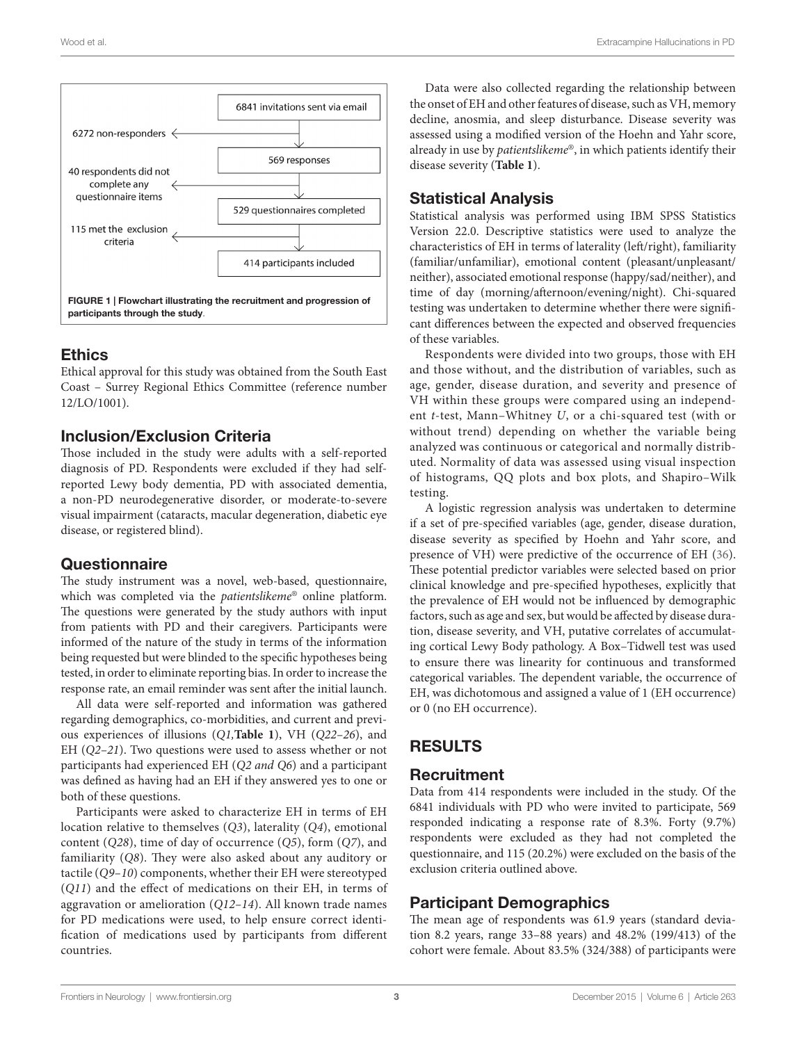6841 invitations sent via email

6272 non-responders

569 responses

40 respondents did not complete any questionnaire items

529 questionnaires completed

115 met the exclusion criteria

414 participants included

**FIGURE 1 | Flowchart illustrating the recruitment and progression of participants through the study**.

## Ethics

Ethical approval for this study was obtained from the South East Coast – Surrey Regional Ethics Committee (reference number 12/LO/1001).

## Inclusion/Exclusion Criteria

Those included in the study were adults with a self-reported diagnosis of PD. Respondents were excluded if they had self-reported Lewy body dementia, PD with associated dementia, a non-PD neurodegenerative disorder, or moderate-to-severe visual impairment (cataracts, macular degeneration, diabetic eye disease, or registered blind).

## Questionnaire

The study instrument was a novel, web-based, questionnaire, which was completed via the *patientslikeme*® online platform. The questions were generated by the study authors with input from patients with PD and their caregivers. Participants were informed of the nature of the study in terms of the information being requested but were blinded to the specific hypotheses being tested, in order to eliminate reporting bias. In order to increase the response rate, an email reminder was sent after the initial launch.

All data were self-reported and information was gathered regarding demographics, co-morbidities, and current and previous experiences of illusions (*Q1*,**Table 1**), VH (*Q22–26*), and EH (*Q2–21*). Two questions were used to assess whether or not participants had experienced EH (*Q2 and Q6*) and a participant was defined as having had an EH if they answered yes to one or both of these questions.

Participants were asked to characterize EH in terms of EH location relative to themselves (*Q3*), laterality (*Q4*), emotional content (*Q28*), time of day of occurrence (*Q5*), form (*Q7*), and familiarity (*Q8*). They were also asked about any auditory or tactile (*Q9–10*) components, whether their EH were stereotyped (*Q11*) and the effect of medications on their EH, in terms of aggravation or amelioration (*Q12–14*). All known trade names for PD medications were used, to help ensure correct identification of medications used by participants from different countries.

Data were also collected regarding the relationship between the onset of EH and other features of disease, such as VH, memory decline, anosmia, and sleep disturbance. Disease severity was assessed using a modified version of the Hoehn and Yahr score, already in use by *patientslikeme*®, in which patients identify their disease severity (**Table 1**).

## Statistical Analysis

Statistical analysis was performed using IBM SPSS Statistics Version 22.0. Descriptive statistics were used to analyze the characteristics of EH in terms of laterality (left/right), familiarity (familiar/unfamiliar), emotional content (pleasant/unpleasant/neither), associated emotional response (happy/sad/neither), and time of day (morning/afternoon/evening/night). Chi-squared testing was undertaken to determine whether there were significant differences between the expected and observed frequencies of these variables.

Respondents were divided into two groups, those with EH and those without, and the distribution of variables, such as age, gender, disease duration, and severity and presence of VH within these groups were compared using an independent *t*-test, Mann–Whitney *U*, or a chi-squared test (with or without trend) depending on whether the variable being analyzed was continuous or categorical and normally distributed. Normality of data was assessed using visual inspection of histograms, QQ plots and box plots, and Shapiro–Wilk testing.

A logistic regression analysis was undertaken to determine if a set of pre-specified variables (age, gender, disease duration, disease severity as specified by Hoehn and Yahr score, and presence of VH) were predictive of the occurrence of EH (36). These potential predictor variables were selected based on prior clinical knowledge and pre-specified hypotheses, explicitly that the prevalence of EH would not be influenced by demographic factors, such as age and sex, but would be affected by disease duration, disease severity, and VH, putative correlates of accumulating cortical Lewy Body pathology. A Box–Tidwell test was used to ensure there was linearity for continuous and transformed categorical variables. The dependent variable, the occurrence of EH, was dichotomous and assigned a value of 1 (EH occurrence) or 0 (no EH occurrence).

# RESULTS

## Recruitment

Data from 414 respondents were included in the study. Of the 6841 individuals with PD who were invited to participate, 569 responded indicating a response rate of 8.3%. Forty (9.7%) respondents were excluded as they had not completed the questionnaire, and 115 (20.2%) were excluded on the basis of the exclusion criteria outlined above.

## Participant Demographics

The mean age of respondents was 61.9 years (standard deviation 8.2 years, range 33–88 years) and 48.2% (199/413) of the cohort were female. About 83.5% (324/388) of participants were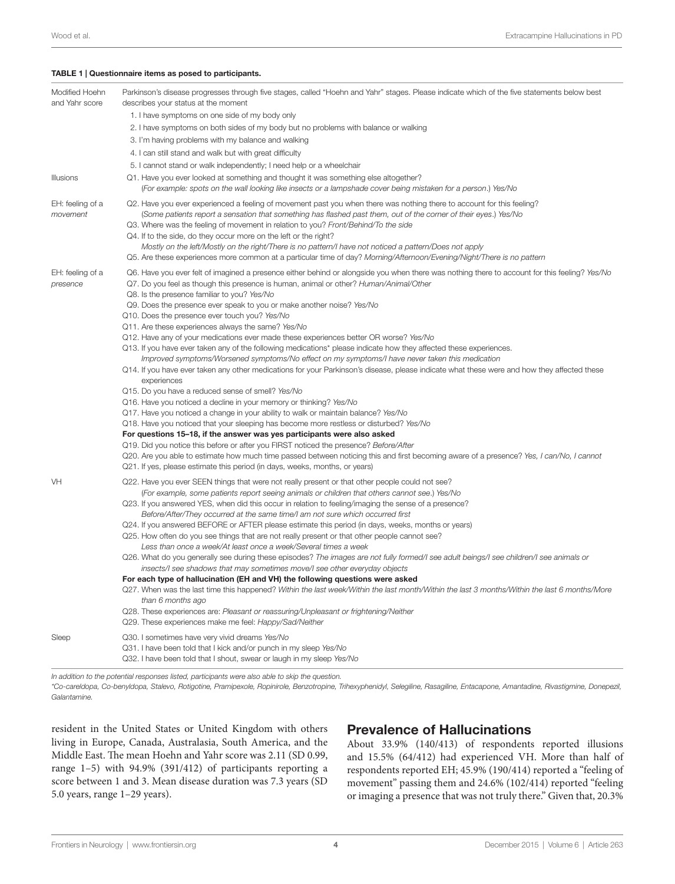**TABLE 1 | Questionnaire items as posed to participants.**

| | |
|---|---|
| Modified Hoehn and Yahr score | Parkinson's disease progresses through five stages, called "Hoehn and Yahr" stages. Please indicate which of the five statements below best describes your status at the moment<br>1. I have symptoms on one side of my body only<br>2. I have symptoms on both sides of my body but no problems with balance or walking<br>3. I'm having problems with my balance and walking<br>4. I can still stand and walk but with great difficulty<br>5. I cannot stand or walk independently; I need help or a wheelchair |
| Illusions | Q1. Have you ever looked at something and thought it was something else altogether?<br>(*For example: spots on the wall looking like insects or a lampshade cover being mistaken for a person*.) *Yes/No* |
| EH: feeling of a *movement* | Q2. Have you ever experienced a feeling of movement past you when there was nothing there to account for this feeling?<br>(*Some patients report a sensation that something has flashed past them, out of the corner of their eyes*.) *Yes/No*<br>Q3. Where was the feeling of movement in relation to you? *Front/Behind/To the side*<br>Q4. If to the side, do they occur more on the left or the right?<br>*Mostly on the left/Mostly on the right/There is no pattern/I have not noticed a pattern/Does not apply*<br>Q5. Are these experiences more common at a particular time of day? *Morning/Afternoon/Evening/Night/There is no pattern* |
| EH: feeling of a *presence* | Q6. Have you ever felt of imagined a presence either behind or alongside you when there was nothing there to account for this feeling? *Yes/No*<br>Q7. Do you feel as though this presence is human, animal or other? *Human/Animal/Other*<br>Q8. Is the presence familiar to you? *Yes/No*<br>Q9. Does the presence ever speak to you or make another noise? *Yes/No*<br>Q10. Does the presence ever touch you? *Yes/No*<br>Q11. Are these experiences always the same? *Yes/No*<br>Q12. Have any of your medications ever made these experiences better OR worse? *Yes/No*<br>Q13. If you have ever taken any of the following medications* please indicate how they affected these experiences.<br>*Improved symptoms/Worsened symptoms/No effect on my symptoms/I have never taken this medication*<br>Q14. If you have ever taken any other medications for your Parkinson's disease, please indicate what these were and how they affected these experiences<br>Q15. Do you have a reduced sense of smell? *Yes/No*<br>Q16. Have you noticed a decline in your memory or thinking? *Yes/No*<br>Q17. Have you noticed a change in your ability to walk or maintain balance? *Yes/No*<br>Q18. Have you noticed that your sleeping has become more restless or disturbed? *Yes/No*<br>**For questions 15–18, if the answer was yes participants were also asked**<br>Q19. Did you notice this before or after you FIRST noticed the presence? *Before/After*<br>Q20. Are you able to estimate how much time passed between noticing this and first becoming aware of a presence? *Yes, I can/No, I cannot*<br>Q21. If yes, please estimate this period (in days, weeks, months, or years) |
| VH | Q22. Have you ever SEEN things that were not really present or that other people could not see?<br>(*For example, some patients report seeing animals or children that others cannot see*.) *Yes/No*<br>Q23. If you answered YES, when did this occur in relation to feeling/imaging the sense of a presence?<br>*Before/After/They occurred at the same time/I am not sure which occurred first*<br>Q24. If you answered BEFORE or AFTER please estimate this period (in days, weeks, months or years)<br>Q25. How often do you see things that are not really present or that other people cannot see?<br>*Less than once a week/At least once a week/Several times a week*<br>Q26. What do you generally see during these episodes? *The images are not fully formed/I see adult beings/I see children/I see animals or insects/I see shadows that may sometimes move/I see other everyday objects*<br>**For each type of hallucination (EH and VH) the following questions were asked**<br>Q27. When was the last time this happened? *Within the last week/Within the last month/Within the last 3 months/Within the last 6 months/More than 6 months ago*<br>Q28. These experiences are: *Pleasant or reassuring/Unpleasant or frightening/Neither*<br>Q29. These experiences make me feel: *Happy/Sad/Neither* |
| Sleep | Q30. I sometimes have very vivid dreams *Yes/No*<br>Q31. I have been told that I kick and/or punch in my sleep *Yes/No*<br>Q32. I have been told that I shout, swear or laugh in my sleep *Yes/No* |

*In addition to the potential responses listed, participants were also able to skip the question.*
**Co-careldopa, Co-benyldopa, Stalevo, Rotigotine, Pramipexole, Ropinirole, Benzotropine, Trihexyphenidyl, Selegiline, Rasagiline, Entacapone, Amantadine, Rivastigmine, Donepezil, Galantamine.*

resident in the United States or United Kingdom with others living in Europe, Canada, Australasia, South America, and the Middle East. The mean Hoehn and Yahr score was 2.11 (SD 0.99, range 1–5) with 94.9% (391/412) of participants reporting a score between 1 and 3. Mean disease duration was 7.3 years (SD 5.0 years, range 1–29 years).

## Prevalence of Hallucinations

About 33.9% (140/413) of respondents reported illusions and 15.5% (64/412) had experienced VH. More than half of respondents reported EH; 45.9% (190/414) reported a "feeling of movement" passing them and 24.6% (102/414) reported "feeling or imaging a presence that was not truly there." Given that, 20.3%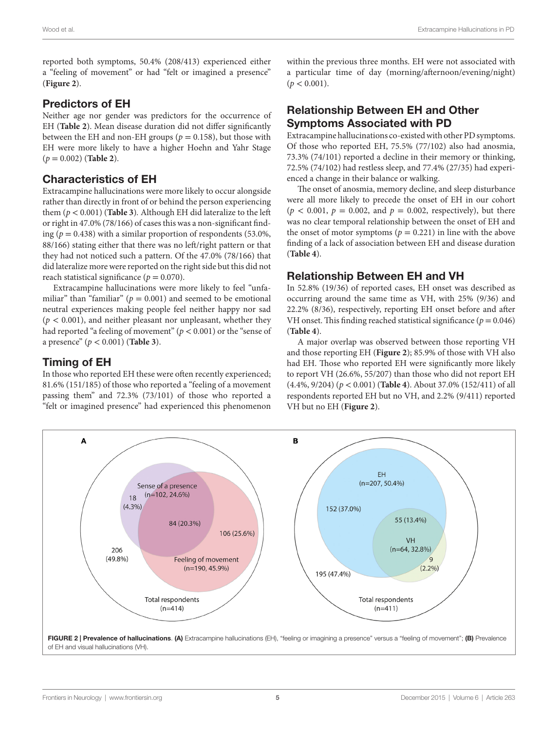reported both symptoms, 50.4% (208/413) experienced either a "feeling of movement" or had "felt or imagined a presence" (**Figure 2**).

## Predictors of EH

Neither age nor gender was predictors for the occurrence of EH (**Table 2**). Mean disease duration did not differ significantly between the EH and non-EH groups ($p = 0.158$), but those with EH were more likely to have a higher Hoehn and Yahr Stage ($p = 0.002$) (**Table 2**).

## Characteristics of EH

Extracampine hallucinations were more likely to occur alongside rather than directly in front of or behind the person experiencing them ($p < 0.001$) (**Table 3**). Although EH did lateralize to the left or right in 47.0% (78/166) of cases this was a non-significant finding ($p = 0.438$) with a similar proportion of respondents (53.0%, 88/166) stating either that there was no left/right pattern or that they had not noticed such a pattern. Of the 47.0% (78/166) that did lateralize more were reported on the right side but this did not reach statistical significance ($p = 0.070$).

Extracampine hallucinations were more likely to feel "unfamiliar" than "familiar" ($p = 0.001$) and seemed to be emotional neutral experiences making people feel neither happy nor sad ($p < 0.001$), and neither pleasant nor unpleasant, whether they had reported "a feeling of movement" ($p < 0.001$) or the "sense of a presence" ($p < 0.001$) (**Table 3**).

## Timing of EH

In those who reported EH these were often recently experienced; 81.6% (151/185) of those who reported a "feeling of a movement passing them" and 72.3% (73/101) of those who reported a "felt or imagined presence" had experienced this phenomenon within the previous three months. EH were not associated with a particular time of day (morning/afternoon/evening/night) ($p < 0.001$).

## Relationship Between EH and Other Symptoms Associated with PD

Extracampine hallucinations co-existed with other PD symptoms. Of those who reported EH, 75.5% (77/102) also had anosmia, 73.3% (74/101) reported a decline in their memory or thinking, 72.5% (74/102) had restless sleep, and 77.4% (27/35) had experienced a change in their balance or walking.

The onset of anosmia, memory decline, and sleep disturbance were all more likely to precede the onset of EH in our cohort ($p < 0.001$, $p = 0.002$, and $p = 0.002$, respectively), but there was no clear temporal relationship between the onset of EH and the onset of motor symptoms ($p = 0.221$) in line with the above finding of a lack of association between EH and disease duration (**Table 4**).

## Relationship Between EH and VH

In 52.8% (19/36) of reported cases, EH onset was described as occurring around the same time as VH, with 25% (9/36) and 22.2% (8/36), respectively, reporting EH onset before and after VH onset. This finding reached statistical significance ($p = 0.046$) (**Table 4**).

A major overlap was observed between those reporting VH and those reporting EH (**Figure 2**); 85.9% of those with VH also had EH. Those who reported EH were significantly more likely to report VH (26.6%, 55/207) than those who did not report EH (4.4%, 9/204) ($p < 0.001$) (**Table 4**). About 37.0% (152/411) of all respondents reported EH but no VH, and 2.2% (9/411) reported VH but no EH (**Figure 2**).

**FIGURE 2 | Prevalence of hallucinations.** **(A)** Extracampine hallucinations (EH), "feeling or imagining a presence" versus a "feeling of movement"; **(B)** Prevalence of EH and visual hallucinations (VH).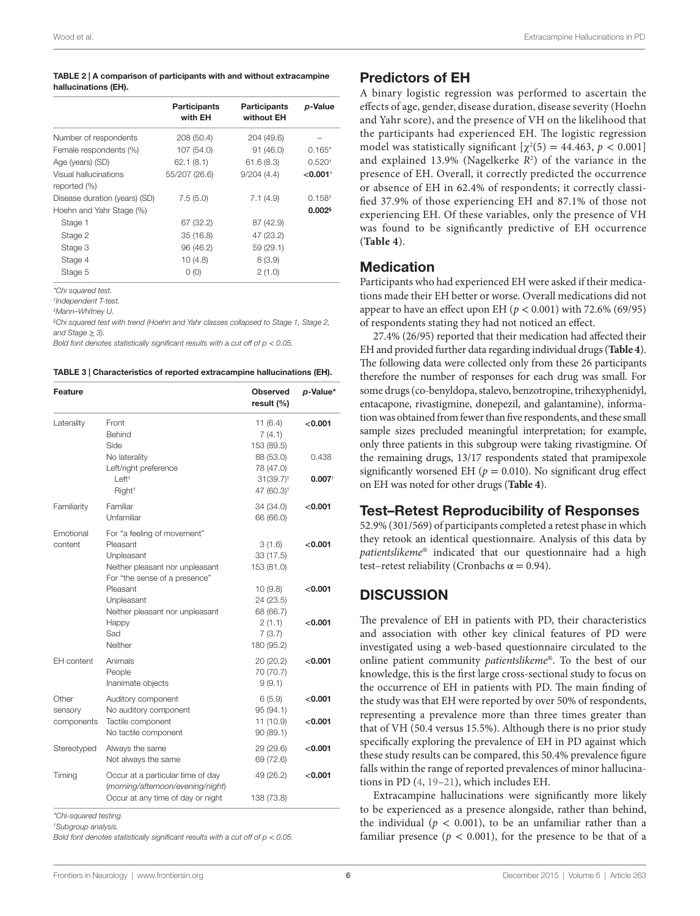**TABLE 2 | A comparison of participants with and without extracampine hallucinations (EH).**

| | Participants with EH | Participants without EH | p-Value |
|---|---|---|---|
| Number of respondents | 208 (50.4) | 204 (49.6) | – |
| Female respondents (%) | 107 (54.0) | 91 (46.0) | 0.165* |
| Age (years) (SD) | 62.1 (8.1) | 61.6 (8.3) | 0.520† |
| Visual hallucinations reported (%) | 55/207 (26.6) | 9/204 (4.4) | **<0.001*** |
| Disease duration (years) (SD) | 7.5 (5.0) | 7.1 (4.9) | 0.158‡ |
| Hoehn and Yahr Stage (%) | | | **0.002§** |
| Stage 1 | 67 (32.2) | 87 (42.9) | |
| Stage 2 | 35 (16.8) | 47 (23.2) | |
| Stage 3 | 96 (46.2) | 59 (29.1) | |
| Stage 4 | 10 (4.8) | 8 (3.9) | |
| Stage 5 | 0 (0) | 2 (1.0) | |

*Chi squared test.
†Independent T-test.
‡Mann–Whitney U.
§Chi squared test with trend (Hoehn and Yahr classes collapsed to Stage 1, Stage 2, and Stage ≥ 3).
Bold font denotes statistically significant results with a cut off of $p < 0.05$.

**TABLE 3 | Characteristics of reported extracampine hallucinations (EH).**

| Feature | | Observed result (%) | p-Value* |
|---|---|---|---|
| Laterality | Front | 11 (6.4) | **<0.001** |
| | Behind | 7 (4.1) | |
| | Side | 153 (89.5) | |
| | No laterality | 88 (53.0) | 0.438 |
| | Left/right preference | 78 (47.0) | |
| | Left† | 31(39.7)† | **0.007†** |
| | Right† | 47 (60.3)† | |
| Familiarity | Familiar | 34 (34.0) | **<0.001** |
| | Unfamiliar | 66 (66.0) | |
| Emotional content | For "a feeling of movement" | | |
| | Pleasant | 3 (1.6) | **<0.001** |
| | Unpleasant | 33 (17.5) | |
| | Neither pleasant nor unpleasant | 153 (81.0) | |
| | For "the sense of a presence" | | |
| | Pleasant | 10 (9.8) | **<0.001** |
| | Unpleasant | 24 (23.5) | |
| | Neither pleasant nor unpleasant | 68 (66.7) | |
| | Happy | 2 (1.1) | **<0.001** |
| | Sad | 7 (3.7) | |
| | Neither | 180 (95.2) | |
| EH content | Animals | 20 (20.2) | **<0.001** |
| | People | 70 (70.7) | |
| | Inanimate objects | 9 (9.1) | |
| Other sensory components | Auditory component | 6 (5.9) | **<0.001** |
| | No auditory component | 95 (94.1) | |
| | Tactile component | 11 (10.9) | **<0.001** |
| | No tactile component | 90 (89.1) | |
| Stereotyped | Always the same | 29 (29.6) | **<0.001** |
| | Not always the same | 69 (72.6) | |
| Timing | Occur at a particular time of day (morning/afternoon/evening/night) | 49 (26.2) | **<0.001** |
| | Occur at any time of day or night | 138 (73.8) | |

*Chi-squared testing.
†Subgroup analysis.
Bold font denotes statistically significant results with a cut off of $p < 0.05$.

## Predictors of EH

A binary logistic regression was performed to ascertain the effects of age, gender, disease duration, disease severity (Hoehn and Yahr score), and the presence of VH on the likelihood that the participants had experienced EH. The logistic regression model was statistically significant [$\chi^2(5) = 44.463$, $p < 0.001$] and explained 13.9% (Nagelkerke $R^2$) of the variance in the presence of EH. Overall, it correctly predicted the occurrence or absence of EH in 62.4% of respondents; it correctly classified 37.9% of those experiencing EH and 87.1% of those not experiencing EH. Of these variables, only the presence of VH was found to be significantly predictive of EH occurrence (**Table 4**).

## Medication

Participants who had experienced EH were asked if their medications made their EH better or worse. Overall medications did not appear to have an effect upon EH ($p < 0.001$) with 72.6% (69/95) of respondents stating they had not noticed an effect.

27.4% (26/95) reported that their medication had affected their EH and provided further data regarding individual drugs (**Table 4**). The following data were collected only from these 26 participants therefore the number of responses for each drug was small. For some drugs (co-benyldopa, stalevo, benzotropine, trihexyphenidyl, entacapone, rivastigmine, donepezil, and galantamine), information was obtained from fewer than five respondents, and these small sample sizes precluded meaningful interpretation; for example, only three patients in this subgroup were taking rivastigmine. Of the remaining drugs, 13/17 respondents stated that pramipexole significantly worsened EH ($p = 0.010$). No significant drug effect on EH was noted for other drugs (**Table 4**).

## Test–Retest Reproducibility of Responses

52.9% (301/569) of participants completed a retest phase in which they retook an identical questionnaire. Analysis of this data by *patientslikeme*® indicated that our questionnaire had a high test–retest reliability (Cronbachs $\alpha = 0.94$).

# DISCUSSION

The prevalence of EH in patients with PD, their characteristics and association with other key clinical features of PD were investigated using a web-based questionnaire circulated to the online patient community *patientslikeme*®. To the best of our knowledge, this is the first large cross-sectional study to focus on the occurrence of EH in patients with PD. The main finding of the study was that EH were reported by over 50% of respondents, representing a prevalence more than three times greater than that of VH (50.4 versus 15.5%). Although there is no prior study specifically exploring the prevalence of EH in PD against which these study results can be compared, this 50.4% prevalence figure falls within the range of reported prevalences of minor hallucinations in PD (4, 19–21), which includes EH.

Extracampine hallucinations were significantly more likely to be experienced as a presence alongside, rather than behind, the individual ($p < 0.001$), to be an unfamiliar rather than a familiar presence ($p < 0.001$), for the presence to be that of a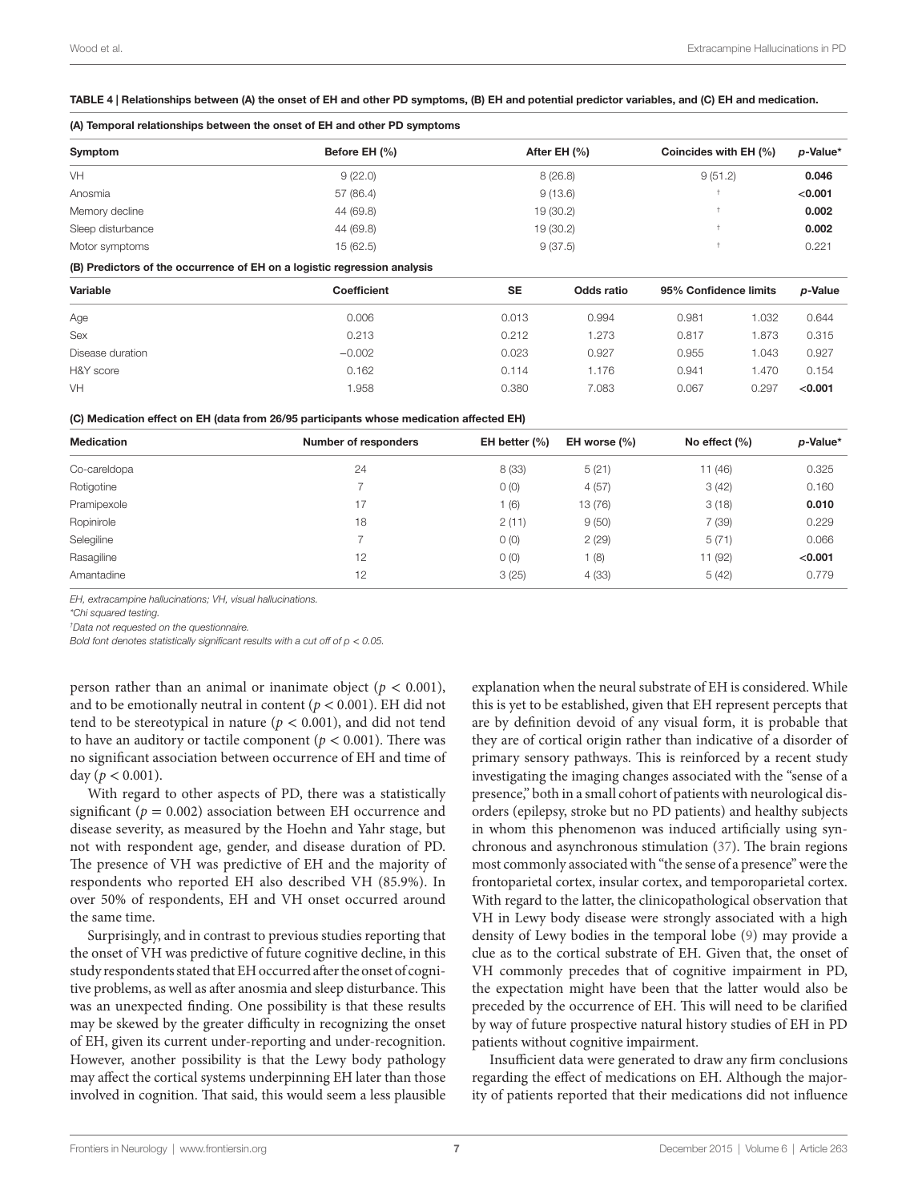**TABLE 4 | Relationships between (A) the onset of EH and other PD symptoms, (B) EH and potential predictor variables, and (C) EH and medication.**

**(A) Temporal relationships between the onset of EH and other PD symptoms**

| Symptom | Before EH (%) | After EH (%) | Coincides with EH (%) | *p*-Value* |
|---|---|---|---|---|
| VH | 9 (22.0) | 8 (26.8) | 9 (51.2) | **0.046** |
| Anosmia | 57 (86.4) | 9 (13.6) | † | **<0.001** |
| Memory decline | 44 (69.8) | 19 (30.2) | † | **0.002** |
| Sleep disturbance | 44 (69.8) | 19 (30.2) | † | **0.002** |
| Motor symptoms | 15 (62.5) | 9 (37.5) | † | 0.221 |

**(B) Predictors of the occurrence of EH on a logistic regression analysis**

| Variable | Coefficient | SE | Odds ratio | 95% Confidence limits | | *p*-Value |
|---|---|---|---|---|---|---|
| Age | 0.006 | 0.013 | 0.994 | 0.981 | 1.032 | 0.644 |
| Sex | 0.213 | 0.212 | 1.273 | 0.817 | 1.873 | 0.315 |
| Disease duration | −0.002 | 0.023 | 0.927 | 0.955 | 1.043 | 0.927 |
| H&Y score | 0.162 | 0.114 | 1.176 | 0.941 | 1.470 | 0.154 |
| VH | 1.958 | 0.380 | 7.083 | 0.067 | 0.297 | **<0.001** |

**(C) Medication effect on EH (data from 26/95 participants whose medication affected EH)**

| Medication | Number of responders | EH better (%) | EH worse (%) | No effect (%) | *p*-Value* |
|---|---|---|---|---|---|
| Co-careldopa | 24 | 8 (33) | 5 (21) | 11 (46) | 0.325 |
| Rotigotine | 7 | 0 (0) | 4 (57) | 3 (42) | 0.160 |
| Pramipexole | 17 | 1 (6) | 13 (76) | 3 (18) | **0.010** |
| Ropinirole | 18 | 2 (11) | 9 (50) | 7 (39) | 0.229 |
| Selegiline | 7 | 0 (0) | 2 (29) | 5 (71) | 0.066 |
| Rasagiline | 12 | 0 (0) | 1 (8) | 11 (92) | **<0.001** |
| Amantadine | 12 | 3 (25) | 4 (33) | 5 (42) | 0.779 |

*EH, extracampine hallucinations; VH, visual hallucinations.*

*\*Chi squared testing.*

*†Data not requested on the questionnaire.*

*Bold font denotes statistically significant results with a cut off of $p < 0.05$.*

person rather than an animal or inanimate object ($p < 0.001$), and to be emotionally neutral in content ($p < 0.001$). EH did not tend to be stereotypical in nature ($p < 0.001$), and did not tend to have an auditory or tactile component ($p < 0.001$). There was no significant association between occurrence of EH and time of day ($p < 0.001$).

With regard to other aspects of PD, there was a statistically significant ($p = 0.002$) association between EH occurrence and disease severity, as measured by the Hoehn and Yahr stage, but not with respondent age, gender, and disease duration of PD. The presence of VH was predictive of EH and the majority of respondents who reported EH also described VH (85.9%). In over 50% of respondents, EH and VH onset occurred around the same time.

Surprisingly, and in contrast to previous studies reporting that the onset of VH was predictive of future cognitive decline, in this study respondents stated that EH occurred after the onset of cognitive problems, as well as after anosmia and sleep disturbance. This was an unexpected finding. One possibility is that these results may be skewed by the greater difficulty in recognizing the onset of EH, given its current under-reporting and under-recognition. However, another possibility is that the Lewy body pathology may affect the cortical systems underpinning EH later than those involved in cognition. That said, this would seem a less plausible explanation when the neural substrate of EH is considered. While this is yet to be established, given that EH represent percepts that are by definition devoid of any visual form, it is probable that they are of cortical origin rather than indicative of a disorder of primary sensory pathways. This is reinforced by a recent study investigating the imaging changes associated with the "sense of a presence," both in a small cohort of patients with neurological disorders (epilepsy, stroke but no PD patients) and healthy subjects in whom this phenomenon was induced artificially using synchronous and asynchronous stimulation (37). The brain regions most commonly associated with "the sense of a presence" were the frontoparietal cortex, insular cortex, and temporoparietal cortex. With regard to the latter, the clinicopathological observation that VH in Lewy body disease were strongly associated with a high density of Lewy bodies in the temporal lobe (9) may provide a clue as to the cortical substrate of EH. Given that, the onset of VH commonly precedes that of cognitive impairment in PD, the expectation might have been that the latter would also be preceded by the occurrence of EH. This will need to be clarified by way of future prospective natural history studies of EH in PD patients without cognitive impairment.

Insufficient data were generated to draw any firm conclusions regarding the effect of medications on EH. Although the majority of patients reported that their medications did not influence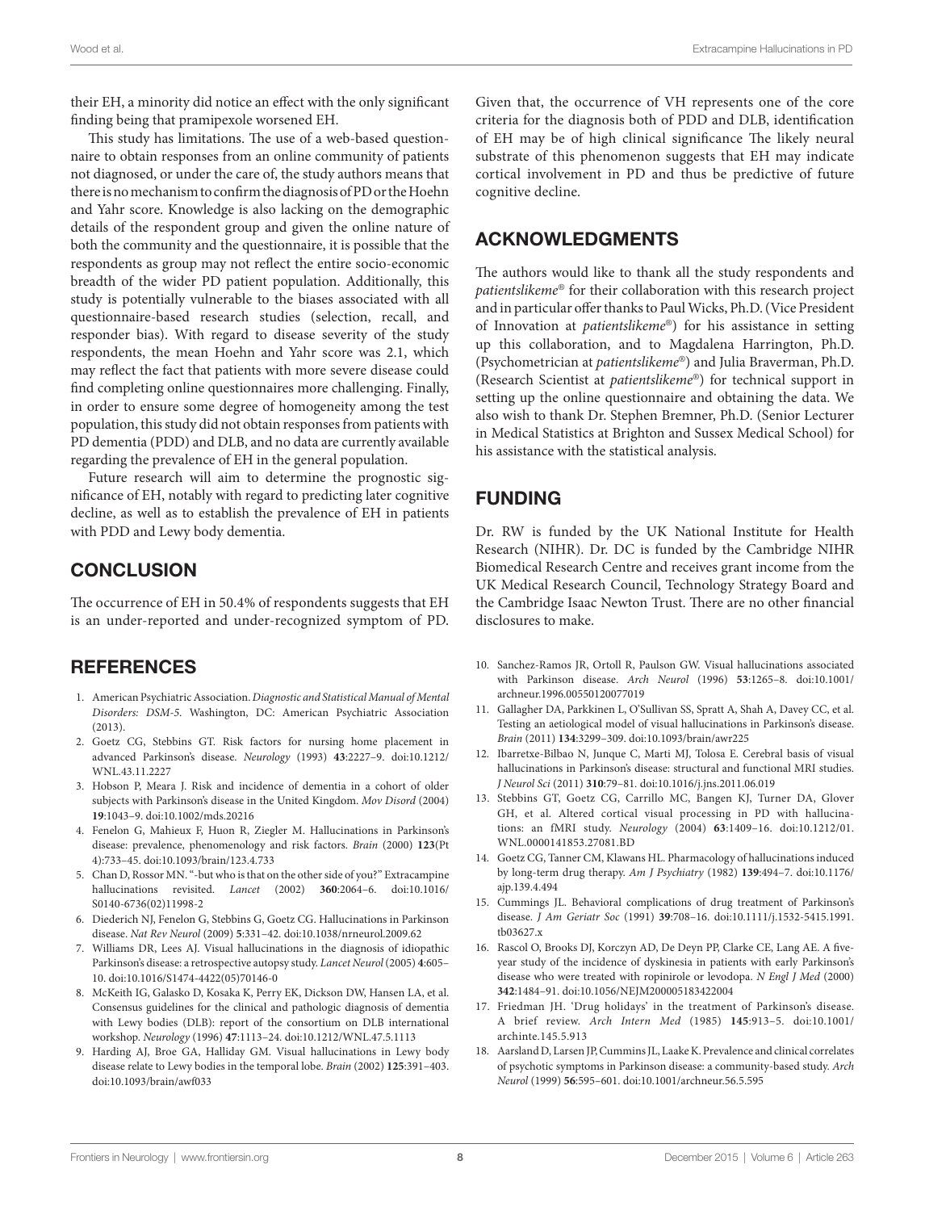their EH, a minority did notice an effect with the only significant finding being that pramipexole worsened EH.

This study has limitations. The use of a web-based questionnaire to obtain responses from an online community of patients not diagnosed, or under the care of, the study authors means that there is no mechanism to confirm the diagnosis of PD or the Hoehn and Yahr score. Knowledge is also lacking on the demographic details of the respondent group and given the online nature of both the community and the questionnaire, it is possible that the respondents as group may not reflect the entire socio-economic breadth of the wider PD patient population. Additionally, this study is potentially vulnerable to the biases associated with all questionnaire-based research studies (selection, recall, and responder bias). With regard to disease severity of the study respondents, the mean Hoehn and Yahr score was 2.1, which may reflect the fact that patients with more severe disease could find completing online questionnaires more challenging. Finally, in order to ensure some degree of homogeneity among the test population, this study did not obtain responses from patients with PD dementia (PDD) and DLB, and no data are currently available regarding the prevalence of EH in the general population.

Future research will aim to determine the prognostic significance of EH, notably with regard to predicting later cognitive decline, as well as to establish the prevalence of EH in patients with PDD and Lewy body dementia.

## CONCLUSION

The occurrence of EH in 50.4% of respondents suggests that EH is an under-reported and under-recognized symptom of PD. Given that, the occurrence of VH represents one of the core criteria for the diagnosis both of PDD and DLB, identification of EH may be of high clinical significance The likely neural substrate of this phenomenon suggests that EH may indicate cortical involvement in PD and thus be predictive of future cognitive decline.

## ACKNOWLEDGMENTS

The authors would like to thank all the study respondents and *patientslikeme*® for their collaboration with this research project and in particular offer thanks to Paul Wicks, Ph.D. (Vice President of Innovation at *patientslikeme*®) for his assistance in setting up this collaboration, and to Magdalena Harrington, Ph.D. (Psychometrician at *patientslikeme*®) and Julia Braverman, Ph.D. (Research Scientist at *patientslikeme*®) for technical support in setting up the online questionnaire and obtaining the data. We also wish to thank Dr. Stephen Bremner, Ph.D. (Senior Lecturer in Medical Statistics at Brighton and Sussex Medical School) for his assistance with the statistical analysis.

## FUNDING

Dr. RW is funded by the UK National Institute for Health Research (NIHR). Dr. DC is funded by the Cambridge NIHR Biomedical Research Centre and receives grant income from the UK Medical Research Council, Technology Strategy Board and the Cambridge Isaac Newton Trust. There are no other financial disclosures to make.

## REFERENCES

1. American Psychiatric Association. *Diagnostic and Statistical Manual of Mental Disorders: DSM-5*. Washington, DC: American Psychiatric Association (2013).
2. Goetz CG, Stebbins GT. Risk factors for nursing home placement in advanced Parkinson's disease. *Neurology* (1993) **43**:2227–9. doi:10.1212/WNL.43.11.2227
3. Hobson P, Meara J. Risk and incidence of dementia in a cohort of older subjects with Parkinson's disease in the United Kingdom. *Mov Disord* (2004) **19**:1043–9. doi:10.1002/mds.20216
4. Fenelon G, Mahieux F, Huon R, Ziegler M. Hallucinations in Parkinson's disease: prevalence, phenomenology and risk factors. *Brain* (2000) **123**(Pt 4):733–45. doi:10.1093/brain/123.4.733
5. Chan D, Rossor MN. "-but who is that on the other side of you?" Extracampine hallucinations revisited. *Lancet* (2002) **360**:2064–6. doi:10.1016/S0140-6736(02)11998-2
6. Diederich NJ, Fenelon G, Stebbins G, Goetz CG. Hallucinations in Parkinson disease. *Nat Rev Neurol* (2009) **5**:331–42. doi:10.1038/nrneurol.2009.62
7. Williams DR, Lees AJ. Visual hallucinations in the diagnosis of idiopathic Parkinson's disease: a retrospective autopsy study. *Lancet Neurol* (2005) **4**:605–10. doi:10.1016/S1474-4422(05)70146-0
8. McKeith IG, Galasko D, Kosaka K, Perry EK, Dickson DW, Hansen LA, et al. Consensus guidelines for the clinical and pathologic diagnosis of dementia with Lewy bodies (DLB): report of the consortium on DLB international workshop. *Neurology* (1996) **47**:1113–24. doi:10.1212/WNL.47.5.1113
9. Harding AJ, Broe GA, Halliday GM. Visual hallucinations in Lewy body disease relate to Lewy bodies in the temporal lobe. *Brain* (2002) **125**:391–403. doi:10.1093/brain/awf033
10. Sanchez-Ramos JR, Ortoll R, Paulson GW. Visual hallucinations associated with Parkinson disease. *Arch Neurol* (1996) **53**:1265–8. doi:10.1001/archneur.1996.00550120077019
11. Gallagher DA, Parkkinen L, O'Sullivan SS, Spratt A, Shah A, Davey CC, et al. Testing an aetiological model of visual hallucinations in Parkinson's disease. *Brain* (2011) **134**:3299–309. doi:10.1093/brain/awr225
12. Ibarretxe-Bilbao N, Junque C, Marti MJ, Tolosa E. Cerebral basis of visual hallucinations in Parkinson's disease: structural and functional MRI studies. *J Neurol Sci* (2011) **310**:79–81. doi:10.1016/j.jns.2011.06.019
13. Stebbins GT, Goetz CG, Carrillo MC, Bangen KJ, Turner DA, Glover GH, et al. Altered cortical visual processing in PD with hallucinations: an fMRI study. *Neurology* (2004) **63**:1409–16. doi:10.1212/01.WNL.0000141853.27081.BD
14. Goetz CG, Tanner CM, Klawans HL. Pharmacology of hallucinations induced by long-term drug therapy. *Am J Psychiatry* (1982) **139**:494–7. doi:10.1176/ajp.139.4.494
15. Cummings JL. Behavioral complications of drug treatment of Parkinson's disease. *J Am Geriatr Soc* (1991) **39**:708–16. doi:10.1111/j.1532-5415.1991.tb03627.x
16. Rascol O, Brooks DJ, Korczyn AD, De Deyn PP, Clarke CE, Lang AE. A five-year study of the incidence of dyskinesia in patients with early Parkinson's disease who were treated with ropinirole or levodopa. *N Engl J Med* (2000) **342**:1484–91. doi:10.1056/NEJM200005183422004
17. Friedman JH. 'Drug holidays' in the treatment of Parkinson's disease. A brief review. *Arch Intern Med* (1985) **145**:913–5. doi:10.1001/archinte.145.5.913
18. Aarsland D, Larsen JP, Cummins JL, Laake K. Prevalence and clinical correlates of psychotic symptoms in Parkinson disease: a community-based study. *Arch Neurol* (1999) **56**:595–601. doi:10.1001/archneur.56.5.595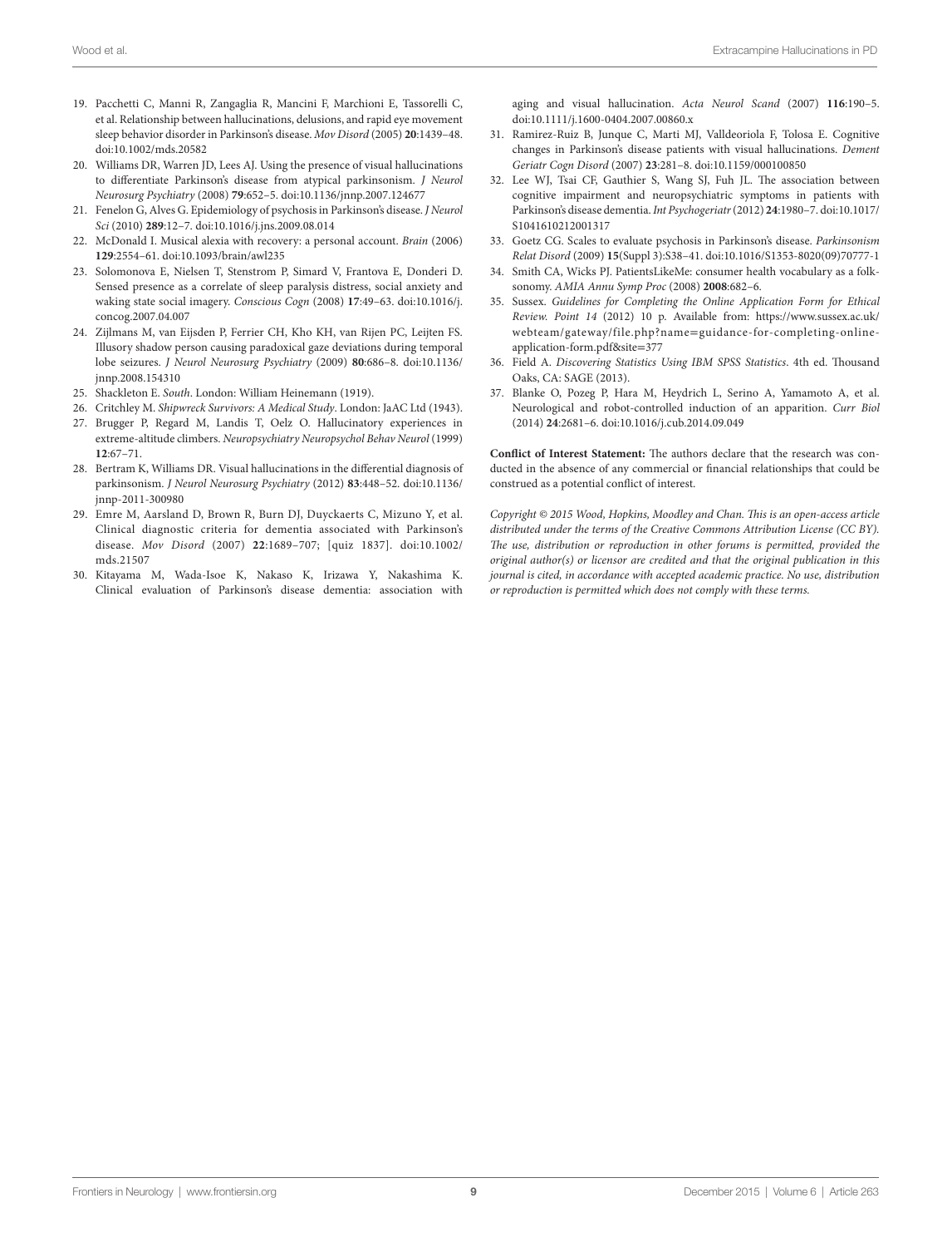19. Pacchetti C, Manni R, Zangaglia R, Mancini F, Marchioni E, Tassorelli C, et al. Relationship between hallucinations, delusions, and rapid eye movement sleep behavior disorder in Parkinson's disease. *Mov Disord* (2005) **20**:1439–48. doi:10.1002/mds.20582
20. Williams DR, Warren JD, Lees AJ. Using the presence of visual hallucinations to differentiate Parkinson's disease from atypical parkinsonism. *J Neurol Neurosurg Psychiatry* (2008) **79**:652–5. doi:10.1136/jnnp.2007.124677
21. Fenelon G, Alves G. Epidemiology of psychosis in Parkinson's disease. *J Neurol Sci* (2010) **289**:12–7. doi:10.1016/j.jns.2009.08.014
22. McDonald I. Musical alexia with recovery: a personal account. *Brain* (2006) **129**:2554–61. doi:10.1093/brain/awl235
23. Solomonova E, Nielsen T, Stenstrom P, Simard V, Frantova E, Donderi D. Sensed presence as a correlate of sleep paralysis distress, social anxiety and waking state social imagery. *Conscious Cogn* (2008) **17**:49–63. doi:10.1016/j.concog.2007.04.007
24. Zijlmans M, van Eijsden P, Ferrier CH, Kho KH, van Rijen PC, Leijten FS. Illusory shadow person causing paradoxical gaze deviations during temporal lobe seizures. *J Neurol Neurosurg Psychiatry* (2009) **80**:686–8. doi:10.1136/jnnp.2008.154310
25. Shackleton E. *South*. London: William Heinemann (1919).
26. Critchley M. *Shipwreck Survivors: A Medical Study*. London: JaAC Ltd (1943).
27. Brugger P, Regard M, Landis T, Oelz O. Hallucinatory experiences in extreme-altitude climbers. *Neuropsychiatry Neuropsychol Behav Neurol* (1999) **12**:67–71.
28. Bertram K, Williams DR. Visual hallucinations in the differential diagnosis of parkinsonism. *J Neurol Neurosurg Psychiatry* (2012) **83**:448–52. doi:10.1136/jnnp-2011-300980
29. Emre M, Aarsland D, Brown R, Burn DJ, Duyckaerts C, Mizuno Y, et al. Clinical diagnostic criteria for dementia associated with Parkinson's disease. *Mov Disord* (2007) **22**:1689–707; [quiz 1837]. doi:10.1002/mds.21507
30. Kitayama M, Wada-Isoe K, Nakaso K, Irizawa Y, Nakashima K. Clinical evaluation of Parkinson's disease dementia: association with aging and visual hallucination. *Acta Neurol Scand* (2007) **116**:190–5. doi:10.1111/j.1600-0404.2007.00860.x
31. Ramirez-Ruiz B, Junque C, Marti MJ, Valldeoriola F, Tolosa E. Cognitive changes in Parkinson's disease patients with visual hallucinations. *Dement Geriatr Cogn Disord* (2007) **23**:281–8. doi:10.1159/000100850
32. Lee WJ, Tsai CF, Gauthier S, Wang SJ, Fuh JL. The association between cognitive impairment and neuropsychiatric symptoms in patients with Parkinson's disease dementia. *Int Psychogeriatr* (2012) **24**:1980–7. doi:10.1017/S1041610212001317
33. Goetz CG. Scales to evaluate psychosis in Parkinson's disease. *Parkinsonism Relat Disord* (2009) **15**(Suppl 3):S38–41. doi:10.1016/S1353-8020(09)70777-1
34. Smith CA, Wicks PJ. PatientsLikeMe: consumer health vocabulary as a folksonomy. *AMIA Annu Symp Proc* (2008) **2008**:682–6.
35. Sussex. *Guidelines for Completing the Online Application Form for Ethical Review. Point 14* (2012) 10 p. Available from: https://www.sussex.ac.uk/webteam/gateway/file.php?name=guidance-for-completing-online-application-form.pdf&site=377
36. Field A. *Discovering Statistics Using IBM SPSS Statistics*. 4th ed. Thousand Oaks, CA: SAGE (2013).
37. Blanke O, Pozeg P, Hara M, Heydrich L, Serino A, Yamamoto A, et al. Neurological and robot-controlled induction of an apparition. *Curr Biol* (2014) **24**:2681–6. doi:10.1016/j.cub.2014.09.049

**Conflict of Interest Statement:** The authors declare that the research was conducted in the absence of any commercial or financial relationships that could be construed as a potential conflict of interest.

*Copyright © 2015 Wood, Hopkins, Moodley and Chan. This is an open-access article distributed under the terms of the Creative Commons Attribution License (CC BY). The use, distribution or reproduction in other forums is permitted, provided the original author(s) or licensor are credited and that the original publication in this journal is cited, in accordance with accepted academic practice. No use, distribution or reproduction is permitted which does not comply with these terms.*